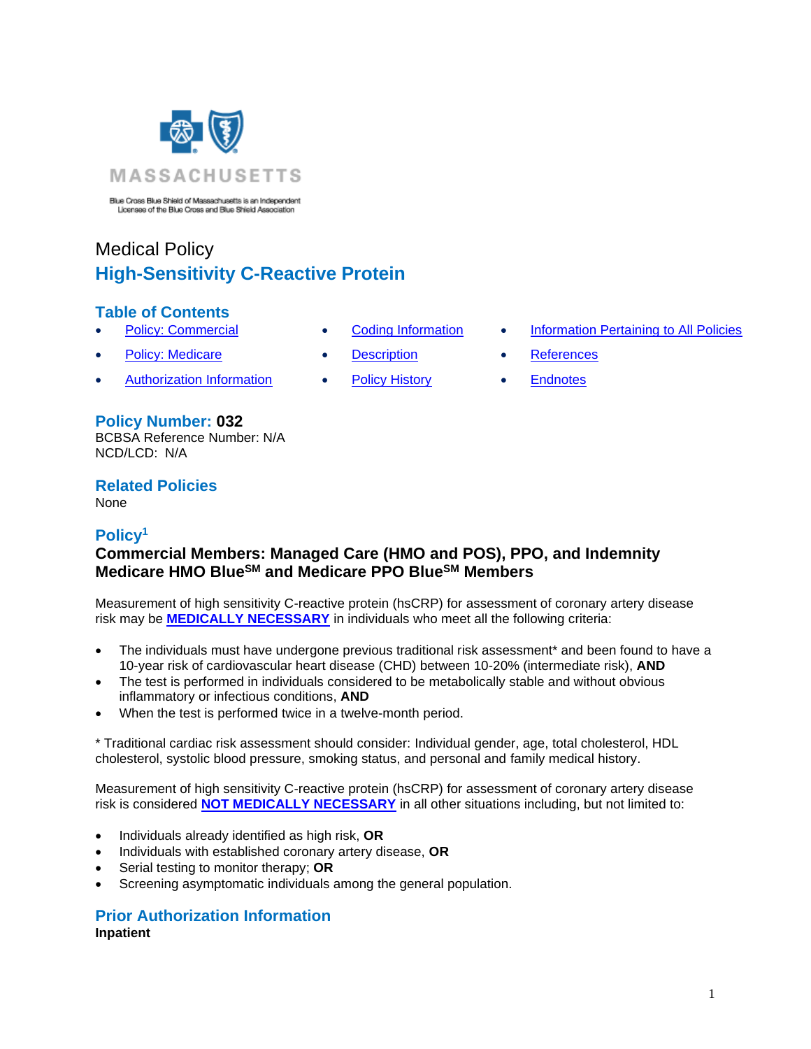MASSACHUSETTS

Blue Cross Blue Shield of Massachusetts is an Independent Licensee of the Blue Cross and Blue Shield Association

Medical Policy

# High-Sensitivity C-Reactive Protein

## Table of Contents

- Policy: Commercial
- Policy: Medicare
- Authorization Information
- Coding Information
- Description
- Policy History
- Information Pertaining to All Policies
- References
- Endnotes

## Policy Number: 032

BCBSA Reference Number: N/A
NCD/LCD: N/A

## Related Policies

None

## Policy[1]

### Commercial Members: Managed Care (HMO and POS), PPO, and Indemnity
### Medicare HMO Blue℠ and Medicare PPO Blue℠ Members

Measurement of high sensitivity C-reactive protein (hsCRP) for assessment of coronary artery disease risk may be **MEDICALLY NECESSARY** in individuals who meet all the following criteria:

- The individuals must have undergone previous traditional risk assessment* and been found to have a 10-year risk of cardiovascular heart disease (CHD) between 10-20% (intermediate risk), **AND**
- The test is performed in individuals considered to be metabolically stable and without obvious inflammatory or infectious conditions, **AND**
- When the test is performed twice in a twelve-month period.

\* Traditional cardiac risk assessment should consider: Individual gender, age, total cholesterol, HDL cholesterol, systolic blood pressure, smoking status, and personal and family medical history.

Measurement of high sensitivity C-reactive protein (hsCRP) for assessment of coronary artery disease risk is considered **NOT MEDICALLY NECESSARY** in all other situations including, but not limited to:

- Individuals already identified as high risk, **OR**
- Individuals with established coronary artery disease, **OR**
- Serial testing to monitor therapy; **OR**
- Screening asymptomatic individuals among the general population.

## Prior Authorization Information

**Inpatient**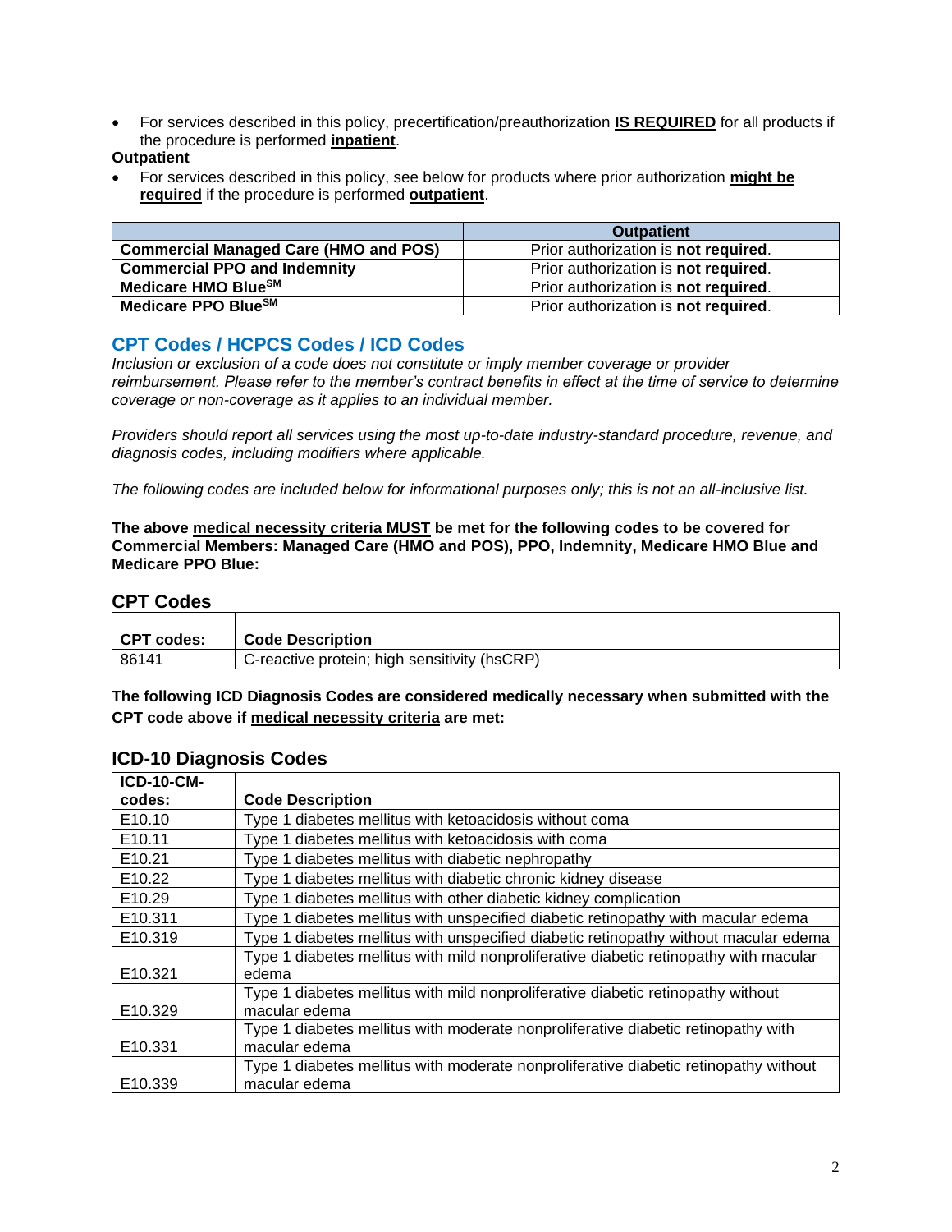- For services described in this policy, precertification/preauthorization **IS REQUIRED** for all products if the procedure is performed **inpatient**.

**Outpatient**

- For services described in this policy, see below for products where prior authorization **might be required** if the procedure is performed **outpatient**.

| | Outpatient |
|---|---|
| **Commercial Managed Care (HMO and POS)** | Prior authorization is **not required**. |
| **Commercial PPO and Indemnity** | Prior authorization is **not required**. |
| **Medicare HMO Blue℠** | Prior authorization is **not required**. |
| **Medicare PPO Blue℠** | Prior authorization is **not required**. |

## CPT Codes / HCPCS Codes / ICD Codes

*Inclusion or exclusion of a code does not constitute or imply member coverage or provider reimbursement. Please refer to the member's contract benefits in effect at the time of service to determine coverage or non-coverage as it applies to an individual member.*

*Providers should report all services using the most up-to-date industry-standard procedure, revenue, and diagnosis codes, including modifiers where applicable.*

*The following codes are included below for informational purposes only; this is not an all-inclusive list.*

**The above medical necessity criteria MUST be met for the following codes to be covered for Commercial Members: Managed Care (HMO and POS), PPO, Indemnity, Medicare HMO Blue and Medicare PPO Blue:**

### CPT Codes

| CPT codes: | Code Description |
|---|---|
| 86141 | C-reactive protein; high sensitivity (hsCRP) |

**The following ICD Diagnosis Codes are considered medically necessary when submitted with the CPT code above if medical necessity criteria are met:**

### ICD-10 Diagnosis Codes

| ICD-10-CM-codes: | Code Description |
|---|---|
| E10.10 | Type 1 diabetes mellitus with ketoacidosis without coma |
| E10.11 | Type 1 diabetes mellitus with ketoacidosis with coma |
| E10.21 | Type 1 diabetes mellitus with diabetic nephropathy |
| E10.22 | Type 1 diabetes mellitus with diabetic chronic kidney disease |
| E10.29 | Type 1 diabetes mellitus with other diabetic kidney complication |
| E10.311 | Type 1 diabetes mellitus with unspecified diabetic retinopathy with macular edema |
| E10.319 | Type 1 diabetes mellitus with unspecified diabetic retinopathy without macular edema |
| E10.321 | Type 1 diabetes mellitus with mild nonproliferative diabetic retinopathy with macular edema |
| E10.329 | Type 1 diabetes mellitus with mild nonproliferative diabetic retinopathy without macular edema |
| E10.331 | Type 1 diabetes mellitus with moderate nonproliferative diabetic retinopathy with macular edema |
| E10.339 | Type 1 diabetes mellitus with moderate nonproliferative diabetic retinopathy without macular edema |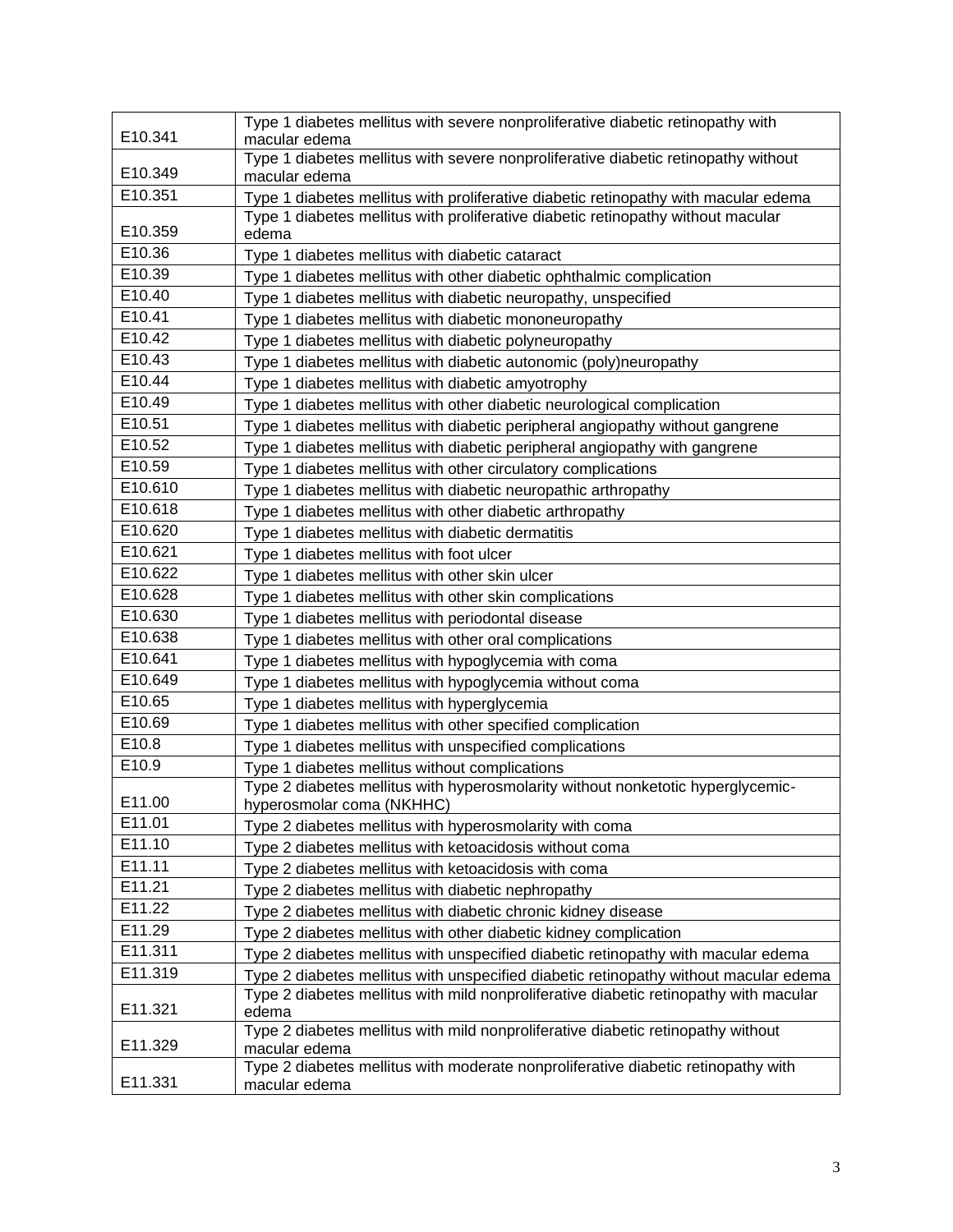| | |
|---|---|
| E10.341 | Type 1 diabetes mellitus with severe nonproliferative diabetic retinopathy with macular edema |
| E10.349 | Type 1 diabetes mellitus with severe nonproliferative diabetic retinopathy without macular edema |
| E10.351 | Type 1 diabetes mellitus with proliferative diabetic retinopathy with macular edema |
| E10.359 | Type 1 diabetes mellitus with proliferative diabetic retinopathy without macular edema |
| E10.36 | Type 1 diabetes mellitus with diabetic cataract |
| E10.39 | Type 1 diabetes mellitus with other diabetic ophthalmic complication |
| E10.40 | Type 1 diabetes mellitus with diabetic neuropathy, unspecified |
| E10.41 | Type 1 diabetes mellitus with diabetic mononeuropathy |
| E10.42 | Type 1 diabetes mellitus with diabetic polyneuropathy |
| E10.43 | Type 1 diabetes mellitus with diabetic autonomic (poly)neuropathy |
| E10.44 | Type 1 diabetes mellitus with diabetic amyotrophy |
| E10.49 | Type 1 diabetes mellitus with other diabetic neurological complication |
| E10.51 | Type 1 diabetes mellitus with diabetic peripheral angiopathy without gangrene |
| E10.52 | Type 1 diabetes mellitus with diabetic peripheral angiopathy with gangrene |
| E10.59 | Type 1 diabetes mellitus with other circulatory complications |
| E10.610 | Type 1 diabetes mellitus with diabetic neuropathic arthropathy |
| E10.618 | Type 1 diabetes mellitus with other diabetic arthropathy |
| E10.620 | Type 1 diabetes mellitus with diabetic dermatitis |
| E10.621 | Type 1 diabetes mellitus with foot ulcer |
| E10.622 | Type 1 diabetes mellitus with other skin ulcer |
| E10.628 | Type 1 diabetes mellitus with other skin complications |
| E10.630 | Type 1 diabetes mellitus with periodontal disease |
| E10.638 | Type 1 diabetes mellitus with other oral complications |
| E10.641 | Type 1 diabetes mellitus with hypoglycemia with coma |
| E10.649 | Type 1 diabetes mellitus with hypoglycemia without coma |
| E10.65 | Type 1 diabetes mellitus with hyperglycemia |
| E10.69 | Type 1 diabetes mellitus with other specified complication |
| E10.8 | Type 1 diabetes mellitus with unspecified complications |
| E10.9 | Type 1 diabetes mellitus without complications |
| E11.00 | Type 2 diabetes mellitus with hyperosmolarity without nonketotic hyperglycemic-hyperosmolar coma (NKHHC) |
| E11.01 | Type 2 diabetes mellitus with hyperosmolarity with coma |
| E11.10 | Type 2 diabetes mellitus with ketoacidosis without coma |
| E11.11 | Type 2 diabetes mellitus with ketoacidosis with coma |
| E11.21 | Type 2 diabetes mellitus with diabetic nephropathy |
| E11.22 | Type 2 diabetes mellitus with diabetic chronic kidney disease |
| E11.29 | Type 2 diabetes mellitus with other diabetic kidney complication |
| E11.311 | Type 2 diabetes mellitus with unspecified diabetic retinopathy with macular edema |
| E11.319 | Type 2 diabetes mellitus with unspecified diabetic retinopathy without macular edema |
| E11.321 | Type 2 diabetes mellitus with mild nonproliferative diabetic retinopathy with macular edema |
| E11.329 | Type 2 diabetes mellitus with mild nonproliferative diabetic retinopathy without macular edema |
| E11.331 | Type 2 diabetes mellitus with moderate nonproliferative diabetic retinopathy with macular edema |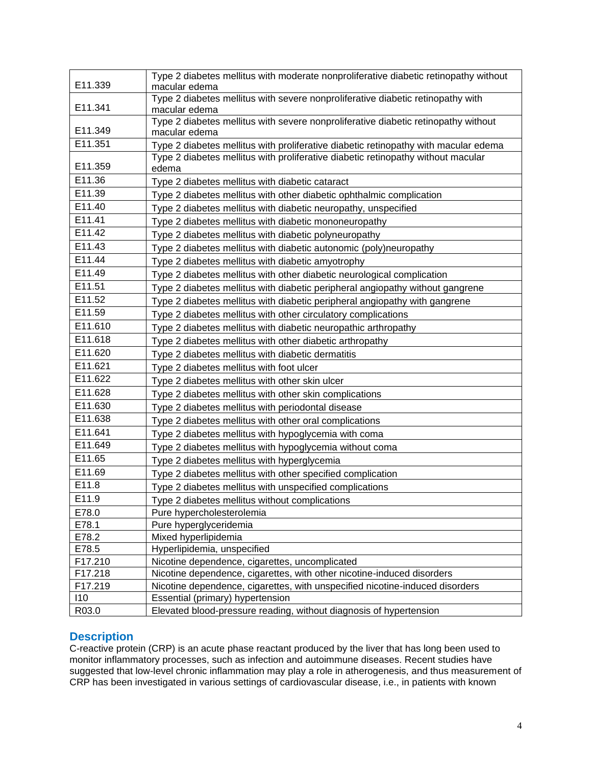| | |
|---|---|
| E11.339 | Type 2 diabetes mellitus with moderate nonproliferative diabetic retinopathy without macular edema |
| E11.341 | Type 2 diabetes mellitus with severe nonproliferative diabetic retinopathy with macular edema |
| E11.349 | Type 2 diabetes mellitus with severe nonproliferative diabetic retinopathy without macular edema |
| E11.351 | Type 2 diabetes mellitus with proliferative diabetic retinopathy with macular edema |
| E11.359 | Type 2 diabetes mellitus with proliferative diabetic retinopathy without macular edema |
| E11.36 | Type 2 diabetes mellitus with diabetic cataract |
| E11.39 | Type 2 diabetes mellitus with other diabetic ophthalmic complication |
| E11.40 | Type 2 diabetes mellitus with diabetic neuropathy, unspecified |
| E11.41 | Type 2 diabetes mellitus with diabetic mononeuropathy |
| E11.42 | Type 2 diabetes mellitus with diabetic polyneuropathy |
| E11.43 | Type 2 diabetes mellitus with diabetic autonomic (poly)neuropathy |
| E11.44 | Type 2 diabetes mellitus with diabetic amyotrophy |
| E11.49 | Type 2 diabetes mellitus with other diabetic neurological complication |
| E11.51 | Type 2 diabetes mellitus with diabetic peripheral angiopathy without gangrene |
| E11.52 | Type 2 diabetes mellitus with diabetic peripheral angiopathy with gangrene |
| E11.59 | Type 2 diabetes mellitus with other circulatory complications |
| E11.610 | Type 2 diabetes mellitus with diabetic neuropathic arthropathy |
| E11.618 | Type 2 diabetes mellitus with other diabetic arthropathy |
| E11.620 | Type 2 diabetes mellitus with diabetic dermatitis |
| E11.621 | Type 2 diabetes mellitus with foot ulcer |
| E11.622 | Type 2 diabetes mellitus with other skin ulcer |
| E11.628 | Type 2 diabetes mellitus with other skin complications |
| E11.630 | Type 2 diabetes mellitus with periodontal disease |
| E11.638 | Type 2 diabetes mellitus with other oral complications |
| E11.641 | Type 2 diabetes mellitus with hypoglycemia with coma |
| E11.649 | Type 2 diabetes mellitus with hypoglycemia without coma |
| E11.65 | Type 2 diabetes mellitus with hyperglycemia |
| E11.69 | Type 2 diabetes mellitus with other specified complication |
| E11.8 | Type 2 diabetes mellitus with unspecified complications |
| E11.9 | Type 2 diabetes mellitus without complications |
| E78.0 | Pure hypercholesterolemia |
| E78.1 | Pure hyperglyceridemia |
| E78.2 | Mixed hyperlipidemia |
| E78.5 | Hyperlipidemia, unspecified |
| F17.210 | Nicotine dependence, cigarettes, uncomplicated |
| F17.218 | Nicotine dependence, cigarettes, with other nicotine-induced disorders |
| F17.219 | Nicotine dependence, cigarettes, with unspecified nicotine-induced disorders |
| I10 | Essential (primary) hypertension |
| R03.0 | Elevated blood-pressure reading, without diagnosis of hypertension |

## Description

C-reactive protein (CRP) is an acute phase reactant produced by the liver that has long been used to monitor inflammatory processes, such as infection and autoimmune diseases. Recent studies have suggested that low-level chronic inflammation may play a role in atherogenesis, and thus measurement of CRP has been investigated in various settings of cardiovascular disease, i.e., in patients with known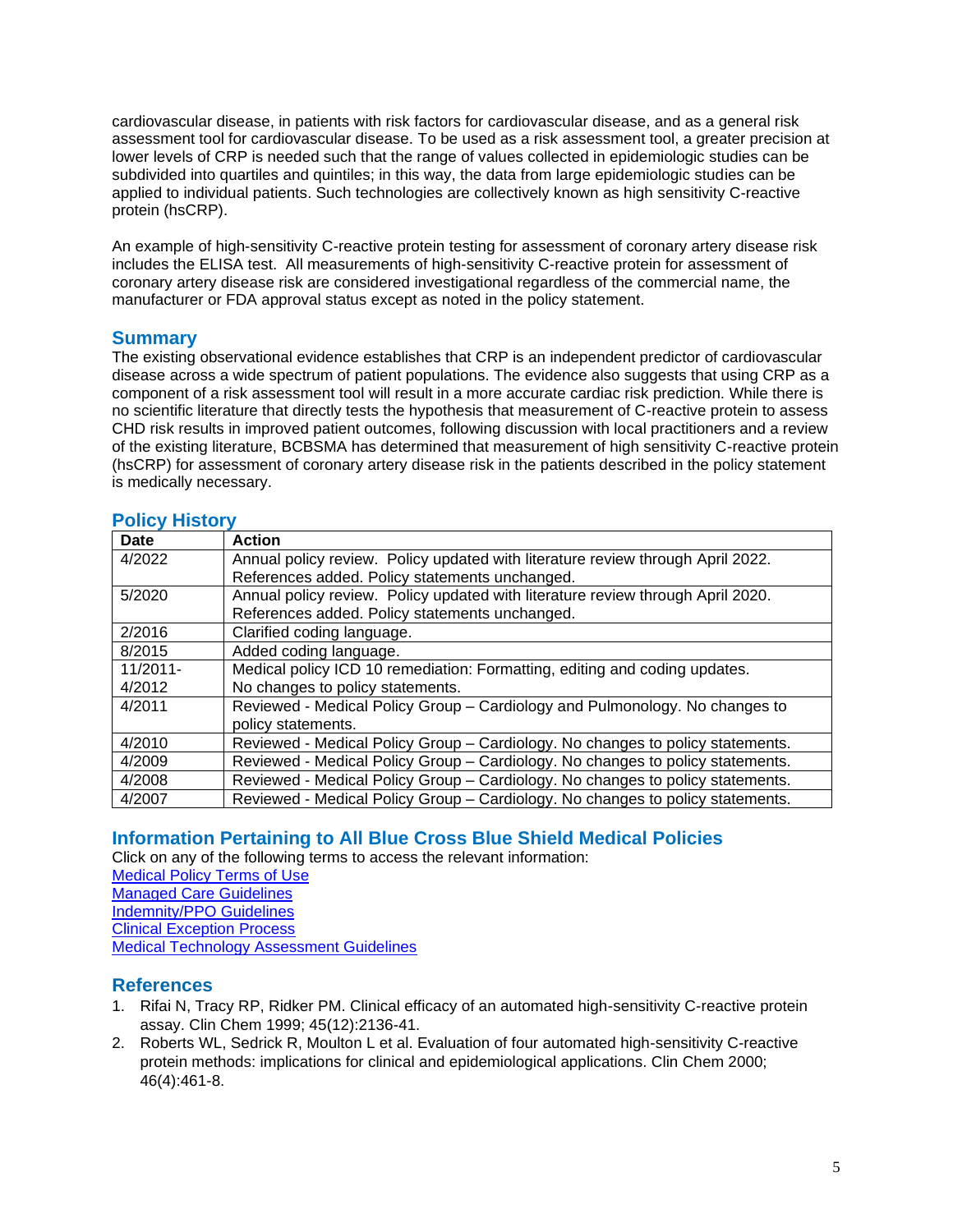cardiovascular disease, in patients with risk factors for cardiovascular disease, and as a general risk assessment tool for cardiovascular disease. To be used as a risk assessment tool, a greater precision at lower levels of CRP is needed such that the range of values collected in epidemiologic studies can be subdivided into quartiles and quintiles; in this way, the data from large epidemiologic studies can be applied to individual patients. Such technologies are collectively known as high sensitivity C-reactive protein (hsCRP).

An example of high-sensitivity C-reactive protein testing for assessment of coronary artery disease risk includes the ELISA test. All measurements of high-sensitivity C-reactive protein for assessment of coronary artery disease risk are considered investigational regardless of the commercial name, the manufacturer or FDA approval status except as noted in the policy statement.

## Summary

The existing observational evidence establishes that CRP is an independent predictor of cardiovascular disease across a wide spectrum of patient populations. The evidence also suggests that using CRP as a component of a risk assessment tool will result in a more accurate cardiac risk prediction. While there is no scientific literature that directly tests the hypothesis that measurement of C-reactive protein to assess CHD risk results in improved patient outcomes, following discussion with local practitioners and a review of the existing literature, BCBSMA has determined that measurement of high sensitivity C-reactive protein (hsCRP) for assessment of coronary artery disease risk in the patients described in the policy statement is medically necessary.

## Policy History

| Date | Action |
|---|---|
| 4/2022 | Annual policy review. Policy updated with literature review through April 2022. References added. Policy statements unchanged. |
| 5/2020 | Annual policy review. Policy updated with literature review through April 2020. References added. Policy statements unchanged. |
| 2/2016 | Clarified coding language. |
| 8/2015 | Added coding language. |
| 11/2011-4/2012 | Medical policy ICD 10 remediation: Formatting, editing and coding updates. No changes to policy statements. |
| 4/2011 | Reviewed - Medical Policy Group – Cardiology and Pulmonology. No changes to policy statements. |
| 4/2010 | Reviewed - Medical Policy Group – Cardiology. No changes to policy statements. |
| 4/2009 | Reviewed - Medical Policy Group – Cardiology. No changes to policy statements. |
| 4/2008 | Reviewed - Medical Policy Group – Cardiology. No changes to policy statements. |
| 4/2007 | Reviewed - Medical Policy Group – Cardiology. No changes to policy statements. |

## Information Pertaining to All Blue Cross Blue Shield Medical Policies

Click on any of the following terms to access the relevant information:
Medical Policy Terms of Use
Managed Care Guidelines
Indemnity/PPO Guidelines
Clinical Exception Process
Medical Technology Assessment Guidelines

## References

1. Rifai N, Tracy RP, Ridker PM. Clinical efficacy of an automated high-sensitivity C-reactive protein assay. Clin Chem 1999; 45(12):2136-41.
2. Roberts WL, Sedrick R, Moulton L et al. Evaluation of four automated high-sensitivity C-reactive protein methods: implications for clinical and epidemiological applications. Clin Chem 2000; 46(4):461-8.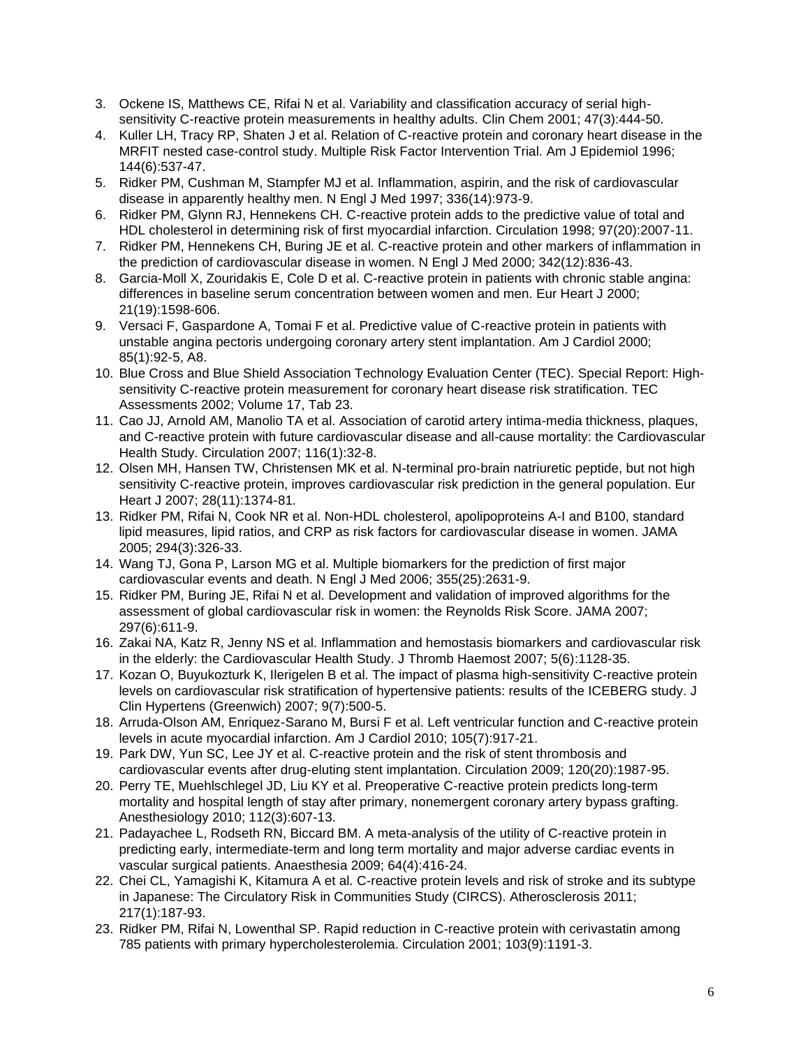3. Ockene IS, Matthews CE, Rifai N et al. Variability and classification accuracy of serial high-sensitivity C-reactive protein measurements in healthy adults. Clin Chem 2001; 47(3):444-50.
4. Kuller LH, Tracy RP, Shaten J et al. Relation of C-reactive protein and coronary heart disease in the MRFIT nested case-control study. Multiple Risk Factor Intervention Trial. Am J Epidemiol 1996; 144(6):537-47.
5. Ridker PM, Cushman M, Stampfer MJ et al. Inflammation, aspirin, and the risk of cardiovascular disease in apparently healthy men. N Engl J Med 1997; 336(14):973-9.
6. Ridker PM, Glynn RJ, Hennekens CH. C-reactive protein adds to the predictive value of total and HDL cholesterol in determining risk of first myocardial infarction. Circulation 1998; 97(20):2007-11.
7. Ridker PM, Hennekens CH, Buring JE et al. C-reactive protein and other markers of inflammation in the prediction of cardiovascular disease in women. N Engl J Med 2000; 342(12):836-43.
8. Garcia-Moll X, Zouridakis E, Cole D et al. C-reactive protein in patients with chronic stable angina: differences in baseline serum concentration between women and men. Eur Heart J 2000; 21(19):1598-606.
9. Versaci F, Gaspardone A, Tomai F et al. Predictive value of C-reactive protein in patients with unstable angina pectoris undergoing coronary artery stent implantation. Am J Cardiol 2000; 85(1):92-5, A8.
10. Blue Cross and Blue Shield Association Technology Evaluation Center (TEC). Special Report: High-sensitivity C-reactive protein measurement for coronary heart disease risk stratification. TEC Assessments 2002; Volume 17, Tab 23.
11. Cao JJ, Arnold AM, Manolio TA et al. Association of carotid artery intima-media thickness, plaques, and C-reactive protein with future cardiovascular disease and all-cause mortality: the Cardiovascular Health Study. Circulation 2007; 116(1):32-8.
12. Olsen MH, Hansen TW, Christensen MK et al. N-terminal pro-brain natriuretic peptide, but not high sensitivity C-reactive protein, improves cardiovascular risk prediction in the general population. Eur Heart J 2007; 28(11):1374-81.
13. Ridker PM, Rifai N, Cook NR et al. Non-HDL cholesterol, apolipoproteins A-I and B100, standard lipid measures, lipid ratios, and CRP as risk factors for cardiovascular disease in women. JAMA 2005; 294(3):326-33.
14. Wang TJ, Gona P, Larson MG et al. Multiple biomarkers for the prediction of first major cardiovascular events and death. N Engl J Med 2006; 355(25):2631-9.
15. Ridker PM, Buring JE, Rifai N et al. Development and validation of improved algorithms for the assessment of global cardiovascular risk in women: the Reynolds Risk Score. JAMA 2007; 297(6):611-9.
16. Zakai NA, Katz R, Jenny NS et al. Inflammation and hemostasis biomarkers and cardiovascular risk in the elderly: the Cardiovascular Health Study. J Thromb Haemost 2007; 5(6):1128-35.
17. Kozan O, Buyukozturk K, Ilerigelen B et al. The impact of plasma high-sensitivity C-reactive protein levels on cardiovascular risk stratification of hypertensive patients: results of the ICEBERG study. J Clin Hypertens (Greenwich) 2007; 9(7):500-5.
18. Arruda-Olson AM, Enriquez-Sarano M, Bursi F et al. Left ventricular function and C-reactive protein levels in acute myocardial infarction. Am J Cardiol 2010; 105(7):917-21.
19. Park DW, Yun SC, Lee JY et al. C-reactive protein and the risk of stent thrombosis and cardiovascular events after drug-eluting stent implantation. Circulation 2009; 120(20):1987-95.
20. Perry TE, Muehlschlegel JD, Liu KY et al. Preoperative C-reactive protein predicts long-term mortality and hospital length of stay after primary, nonemergent coronary artery bypass grafting. Anesthesiology 2010; 112(3):607-13.
21. Padayachee L, Rodseth RN, Biccard BM. A meta-analysis of the utility of C-reactive protein in predicting early, intermediate-term and long term mortality and major adverse cardiac events in vascular surgical patients. Anaesthesia 2009; 64(4):416-24.
22. Chei CL, Yamagishi K, Kitamura A et al. C-reactive protein levels and risk of stroke and its subtype in Japanese: The Circulatory Risk in Communities Study (CIRCS). Atherosclerosis 2011; 217(1):187-93.
23. Ridker PM, Rifai N, Lowenthal SP. Rapid reduction in C-reactive protein with cerivastatin among 785 patients with primary hypercholesterolemia. Circulation 2001; 103(9):1191-3.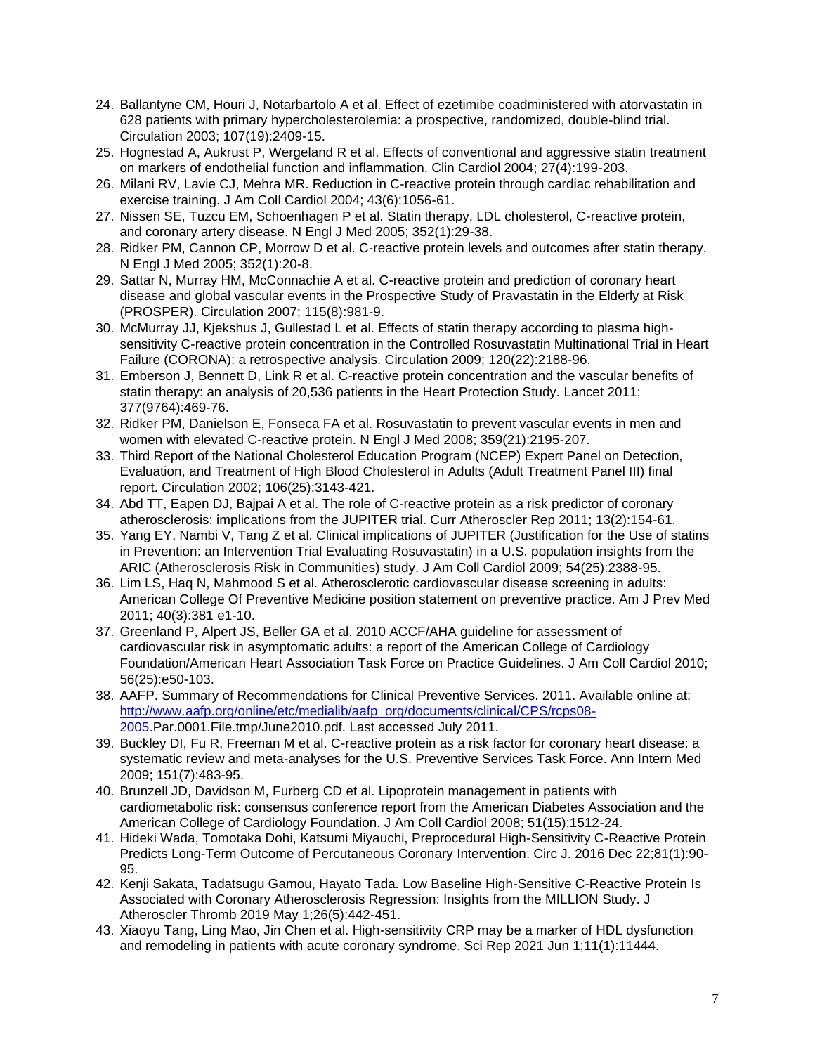24. Ballantyne CM, Houri J, Notarbartolo A et al. Effect of ezetimibe coadministered with atorvastatin in 628 patients with primary hypercholesterolemia: a prospective, randomized, double-blind trial. Circulation 2003; 107(19):2409-15.
25. Hognestad A, Aukrust P, Wergeland R et al. Effects of conventional and aggressive statin treatment on markers of endothelial function and inflammation. Clin Cardiol 2004; 27(4):199-203.
26. Milani RV, Lavie CJ, Mehra MR. Reduction in C-reactive protein through cardiac rehabilitation and exercise training. J Am Coll Cardiol 2004; 43(6):1056-61.
27. Nissen SE, Tuzcu EM, Schoenhagen P et al. Statin therapy, LDL cholesterol, C-reactive protein, and coronary artery disease. N Engl J Med 2005; 352(1):29-38.
28. Ridker PM, Cannon CP, Morrow D et al. C-reactive protein levels and outcomes after statin therapy. N Engl J Med 2005; 352(1):20-8.
29. Sattar N, Murray HM, McConnachie A et al. C-reactive protein and prediction of coronary heart disease and global vascular events in the Prospective Study of Pravastatin in the Elderly at Risk (PROSPER). Circulation 2007; 115(8):981-9.
30. McMurray JJ, Kjekshus J, Gullestad L et al. Effects of statin therapy according to plasma high-sensitivity C-reactive protein concentration in the Controlled Rosuvastatin Multinational Trial in Heart Failure (CORONA): a retrospective analysis. Circulation 2009; 120(22):2188-96.
31. Emberson J, Bennett D, Link R et al. C-reactive protein concentration and the vascular benefits of statin therapy: an analysis of 20,536 patients in the Heart Protection Study. Lancet 2011; 377(9764):469-76.
32. Ridker PM, Danielson E, Fonseca FA et al. Rosuvastatin to prevent vascular events in men and women with elevated C-reactive protein. N Engl J Med 2008; 359(21):2195-207.
33. Third Report of the National Cholesterol Education Program (NCEP) Expert Panel on Detection, Evaluation, and Treatment of High Blood Cholesterol in Adults (Adult Treatment Panel III) final report. Circulation 2002; 106(25):3143-421.
34. Abd TT, Eapen DJ, Bajpai A et al. The role of C-reactive protein as a risk predictor of coronary atherosclerosis: implications from the JUPITER trial. Curr Atheroscler Rep 2011; 13(2):154-61.
35. Yang EY, Nambi V, Tang Z et al. Clinical implications of JUPITER (Justification for the Use of statins in Prevention: an Intervention Trial Evaluating Rosuvastatin) in a U.S. population insights from the ARIC (Atherosclerosis Risk in Communities) study. J Am Coll Cardiol 2009; 54(25):2388-95.
36. Lim LS, Haq N, Mahmood S et al. Atherosclerotic cardiovascular disease screening in adults: American College Of Preventive Medicine position statement on preventive practice. Am J Prev Med 2011; 40(3):381 e1-10.
37. Greenland P, Alpert JS, Beller GA et al. 2010 ACCF/AHA guideline for assessment of cardiovascular risk in asymptomatic adults: a report of the American College of Cardiology Foundation/American Heart Association Task Force on Practice Guidelines. J Am Coll Cardiol 2010; 56(25):e50-103.
38. AAFP. Summary of Recommendations for Clinical Preventive Services. 2011. Available online at: http://www.aafp.org/online/etc/medialib/aafp_org/documents/clinical/CPS/rcps08-2005.Par.0001.File.tmp/June2010.pdf. Last accessed July 2011.
39. Buckley DI, Fu R, Freeman M et al. C-reactive protein as a risk factor for coronary heart disease: a systematic review and meta-analyses for the U.S. Preventive Services Task Force. Ann Intern Med 2009; 151(7):483-95.
40. Brunzell JD, Davidson M, Furberg CD et al. Lipoprotein management in patients with cardiometabolic risk: consensus conference report from the American Diabetes Association and the American College of Cardiology Foundation. J Am Coll Cardiol 2008; 51(15):1512-24.
41. Hideki Wada, Tomotaka Dohi, Katsumi Miyauchi, Preprocedural High-Sensitivity C-Reactive Protein Predicts Long-Term Outcome of Percutaneous Coronary Intervention. Circ J. 2016 Dec 22;81(1):90-95.
42. Kenji Sakata, Tadatsugu Gamou, Hayato Tada. Low Baseline High-Sensitive C-Reactive Protein Is Associated with Coronary Atherosclerosis Regression: Insights from the MILLION Study. J Atheroscler Thromb 2019 May 1;26(5):442-451.
43. Xiaoyu Tang, Ling Mao, Jin Chen et al. High-sensitivity CRP may be a marker of HDL dysfunction and remodeling in patients with acute coronary syndrome. Sci Rep 2021 Jun 1;11(1):11444.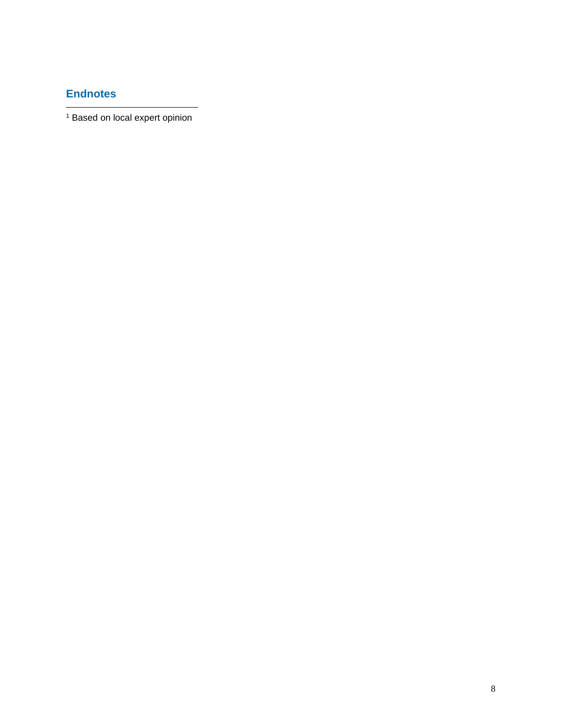## Endnotes

[1] Based on local expert opinion